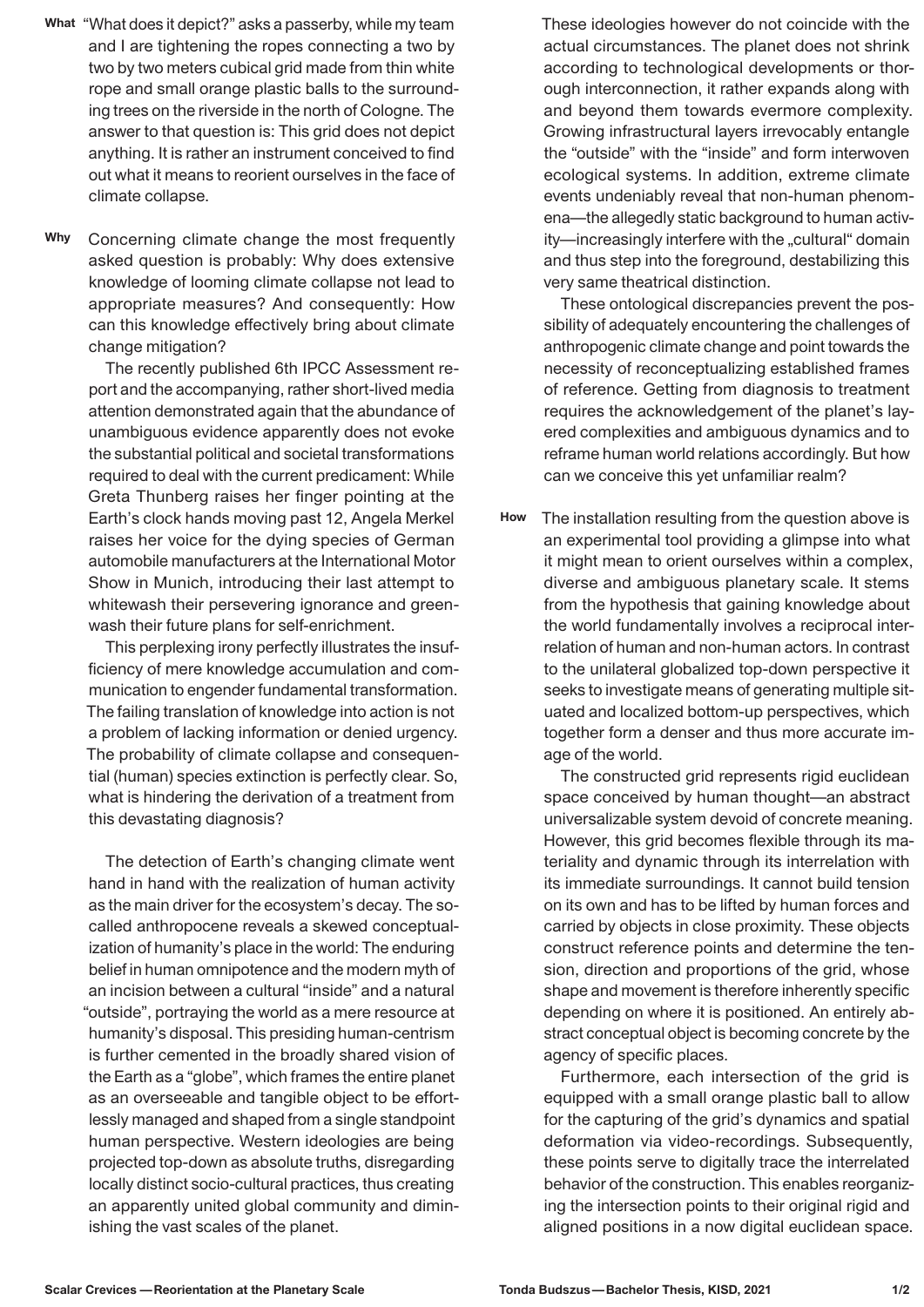**What** "What does it depict?" asks a passerby, while my team and I are tightening the ropes connecting a two by two by two meters cubical grid made from thin white rope and small orange plastic balls to the surrounding trees on the riverside in the north of Cologne. The answer to that question is: This grid does not depict anything. It is rather an instrument conceived to find out what it means to reorient ourselves in the face of climate collapse.

**Why** Concerning climate change the most frequently asked question is probably: Why does extensive knowledge of looming climate collapse not lead to appropriate measures? And consequently: How can this knowledge effectively bring about climate change mitigation?

The recently published 6th IPCC Assessment report and the accompanying, rather short-lived media attention demonstrated again that the abundance of unambiguous evidence apparently does not evoke the substantial political and societal transformations required to deal with the current predicament: While Greta Thunberg raises her finger pointing at the Earth's clock hands moving past 12, Angela Merkel raises her voice for the dying species of German automobile manufacturers at the International Motor Show in Munich, introducing their last attempt to whitewash their persevering ignorance and greenwash their future plans for self-enrichment.

This perplexing irony perfectly illustrates the insufficiency of mere knowledge accumulation and communication to engender fundamental transformation. The failing translation of knowledge into action is not a problem of lacking information or denied urgency. The probability of climate collapse and consequential (human) species extinction is perfectly clear. So, what is hindering the derivation of a treatment from this devastating diagnosis?

The detection of Earth's changing climate went hand in hand with the realization of human activity as the main driver for the ecosystem's decay. The so-called anthropocene reveals a skewed conceptualization of humanity's place in the world: The enduring belief in human omnipotence and the modern myth of an incision between a cultural "inside" and a natural "outside", portraying the world as a mere resource at humanity's disposal. This presiding human-centrism is further cemented in the broadly shared vision of the Earth as a "globe", which frames the entire planet as an overseeable and tangible object to be effortlessly managed and shaped from a single standpoint human perspective. Western ideologies are being projected top-down as absolute truths, disregarding locally distinct socio-cultural practices, thus creating an apparently united global community and diminishing the vast scales of the planet.

These ideologies however do not coincide with the actual circumstances. The planet does not shrink according to technological developments or thorough interconnection, it rather expands along with and beyond them towards evermore complexity. Growing infrastructural layers irrevocably entangle the "outside" with the "inside" and form interwoven ecological systems. In addition, extreme climate events undeniably reveal that non-human phenomena—the allegedly static background to human activity—increasingly interfere with the „cultural" domain and thus step into the foreground, destabilizing this very same theatrical distinction.

These ontological discrepancies prevent the possibility of adequately encountering the challenges of anthropogenic climate change and point towards the necessity of reconceptualizing established frames of reference. Getting from diagnosis to treatment requires the acknowledgement of the planet's layered complexities and ambiguous dynamics and to reframe human world relations accordingly. But how can we conceive this yet unfamiliar realm?

**How** The installation resulting from the question above is an experimental tool providing a glimpse into what it might mean to orient ourselves within a complex, diverse and ambiguous planetary scale. It stems from the hypothesis that gaining knowledge about the world fundamentally involves a reciprocal interrelation of human and non-human actors. In contrast to the unilateral globalized top-down perspective it seeks to investigate means of generating multiple situated and localized bottom-up perspectives, which together form a denser and thus more accurate image of the world.

The constructed grid represents rigid euclidean space conceived by human thought—an abstract universalizable system devoid of concrete meaning. However, this grid becomes flexible through its materiality and dynamic through its interrelation with its immediate surroundings. It cannot build tension on its own and has to be lifted by human forces and carried by objects in close proximity. These objects construct reference points and determine the tension, direction and proportions of the grid, whose shape and movement is therefore inherently specific depending on where it is positioned. An entirely abstract conceptual object is becoming concrete by the agency of specific places.

Furthermore, each intersection of the grid is equipped with a small orange plastic ball to allow for the capturing of the grid's dynamics and spatial deformation via video-recordings. Subsequently, these points serve to digitally trace the interrelated behavior of the construction. This enables reorganizing the intersection points to their original rigid and aligned positions in a now digital euclidean space.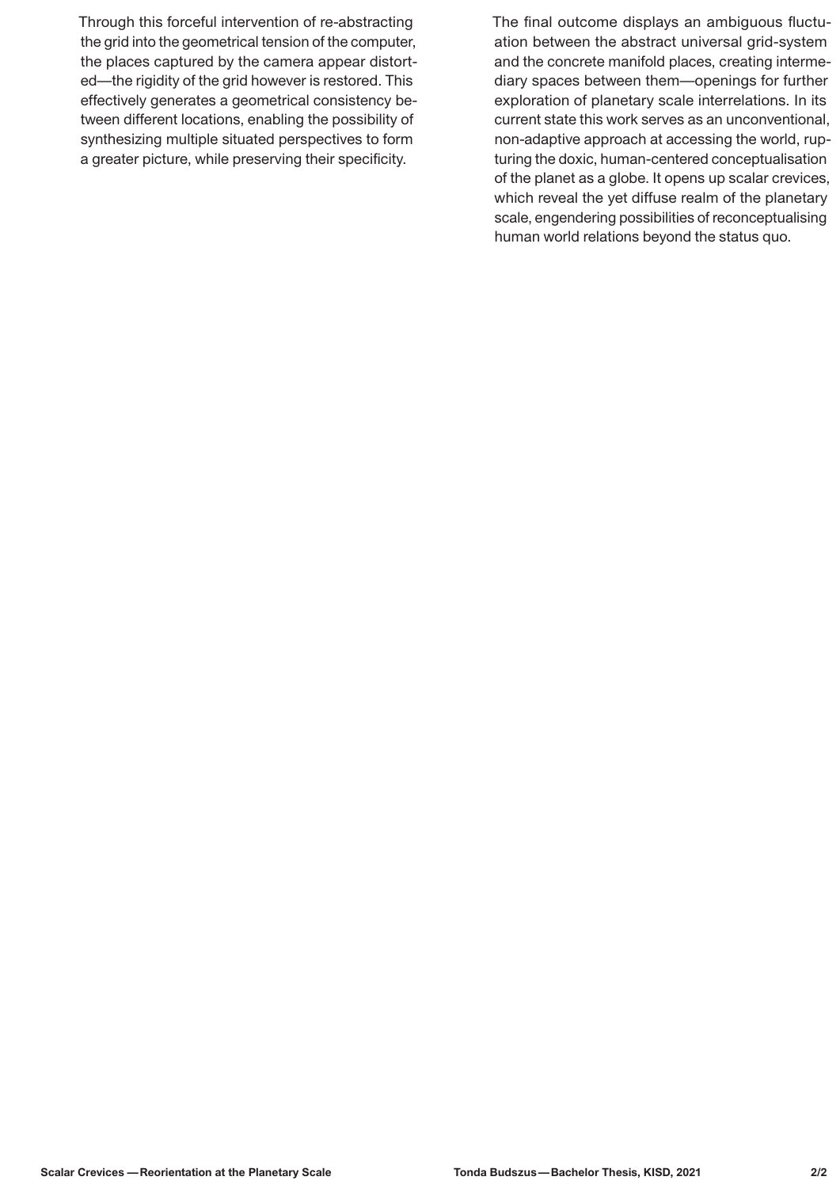Through this forceful intervention of re-abstracting the grid into the geometrical tension of the computer, the places captured by the camera appear distorted—the rigidity of the grid however is restored. This effectively generates a geometrical consistency between different locations, enabling the possibility of synthesizing multiple situated perspectives to form a greater picture, while preserving their specificity.

The final outcome displays an ambiguous fluctuation between the abstract universal grid-system and the concrete manifold places, creating intermediary spaces between them—openings for further exploration of planetary scale interrelations. In its current state this work serves as an unconventional, non-adaptive approach at accessing the world, rupturing the doxic, human-centered conceptualisation of the planet as a globe. It opens up scalar crevices, which reveal the yet diffuse realm of the planetary scale, engendering possibilities of reconceptualising human world relations beyond the status quo.